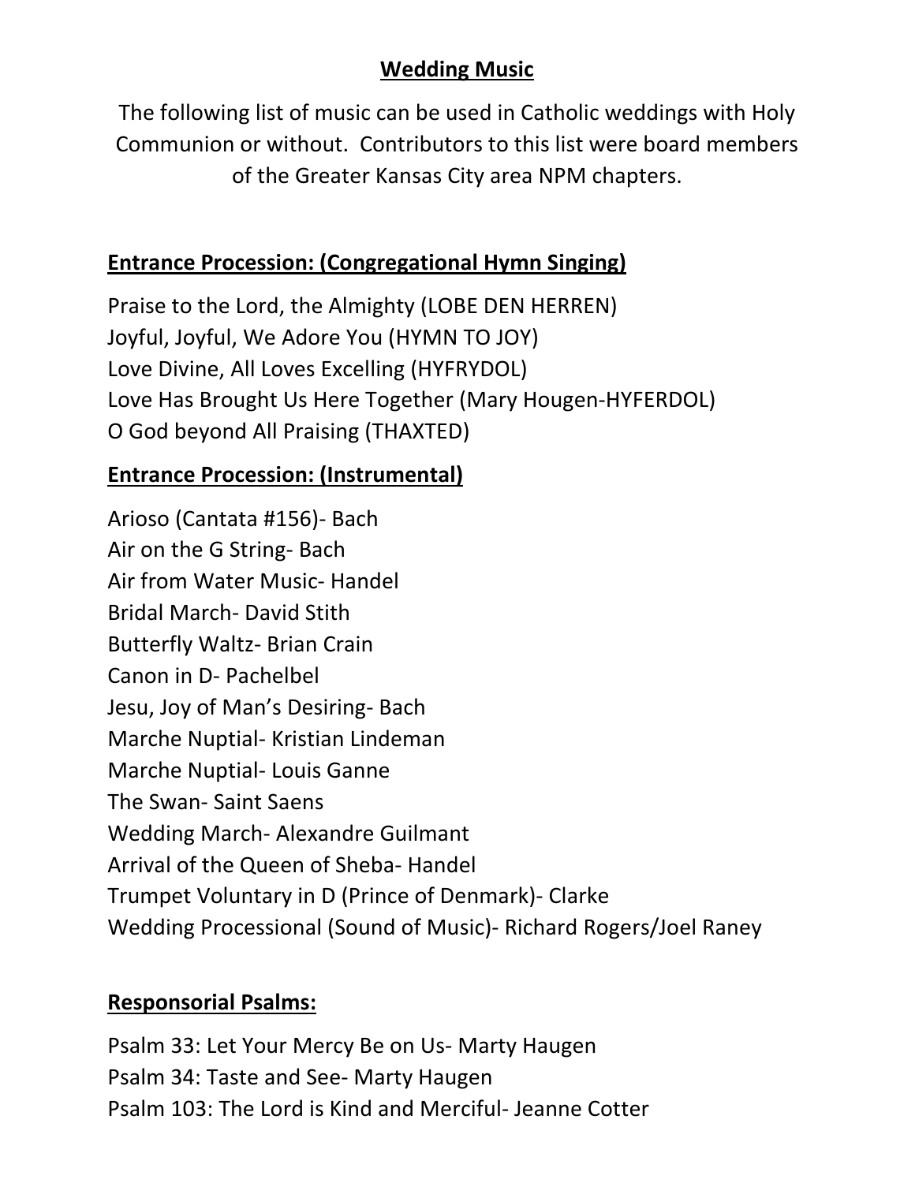# Wedding Music

The following list of music can be used in Catholic weddings with Holy Communion or without. Contributors to this list were board members of the Greater Kansas City area NPM chapters.

## Entrance Procession: (Congregational Hymn Singing)

Praise to the Lord, the Almighty (LOBE DEN HERREN)
Joyful, Joyful, We Adore You (HYMN TO JOY)
Love Divine, All Loves Excelling (HYFRYDOL)
Love Has Brought Us Here Together (Mary Hougen-HYFERDOL)
O God beyond All Praising (THAXTED)

## Entrance Procession: (Instrumental)

Arioso (Cantata #156)- Bach
Air on the G String- Bach
Air from Water Music- Handel
Bridal March- David Stith
Butterfly Waltz- Brian Crain
Canon in D- Pachelbel
Jesu, Joy of Man's Desiring- Bach
Marche Nuptial- Kristian Lindeman
Marche Nuptial- Louis Ganne
The Swan- Saint Saens
Wedding March- Alexandre Guilmant
Arrival of the Queen of Sheba- Handel
Trumpet Voluntary in D (Prince of Denmark)- Clarke
Wedding Processional (Sound of Music)- Richard Rogers/Joel Raney

## Responsorial Psalms:

Psalm 33: Let Your Mercy Be on Us- Marty Haugen
Psalm 34: Taste and See- Marty Haugen
Psalm 103: The Lord is Kind and Merciful- Jeanne Cotter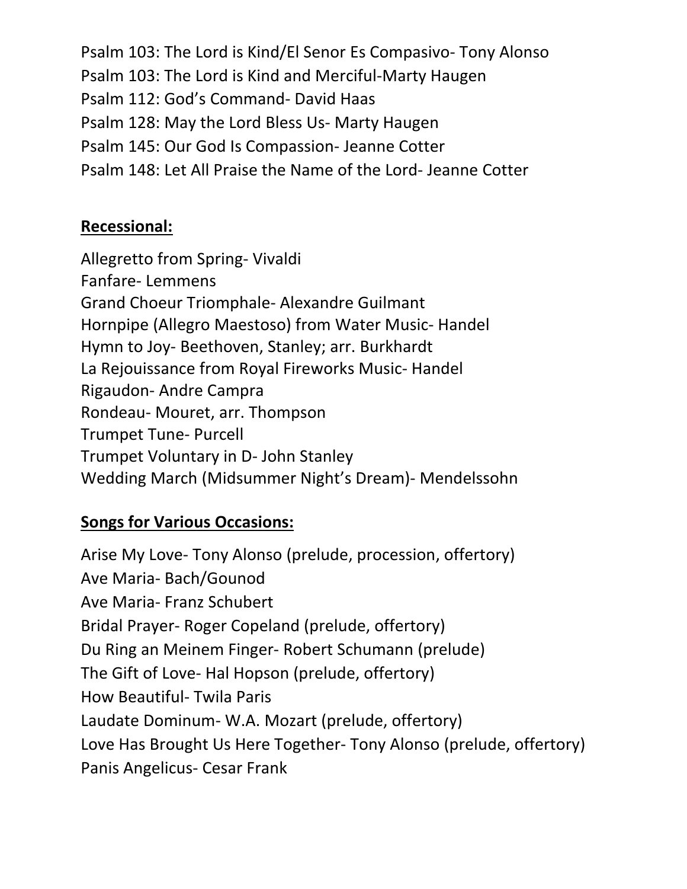Psalm 103: The Lord is Kind/El Senor Es Compasivo- Tony Alonso
Psalm 103: The Lord is Kind and Merciful-Marty Haugen
Psalm 112: God's Command- David Haas
Psalm 128: May the Lord Bless Us- Marty Haugen
Psalm 145: Our God Is Compassion- Jeanne Cotter
Psalm 148: Let All Praise the Name of the Lord- Jeanne Cotter

**Recessional:**

Allegretto from Spring- Vivaldi
Fanfare- Lemmens
Grand Choeur Triomphale- Alexandre Guilmant
Hornpipe (Allegro Maestoso) from Water Music- Handel
Hymn to Joy- Beethoven, Stanley; arr. Burkhardt
La Rejouissance from Royal Fireworks Music- Handel
Rigaudon- Andre Campra
Rondeau- Mouret, arr. Thompson
Trumpet Tune- Purcell
Trumpet Voluntary in D- John Stanley
Wedding March (Midsummer Night's Dream)- Mendelssohn

**Songs for Various Occasions:**

Arise My Love- Tony Alonso (prelude, procession, offertory)
Ave Maria- Bach/Gounod
Ave Maria- Franz Schubert
Bridal Prayer- Roger Copeland (prelude, offertory)
Du Ring an Meinem Finger- Robert Schumann (prelude)
The Gift of Love- Hal Hopson (prelude, offertory)
How Beautiful- Twila Paris
Laudate Dominum- W.A. Mozart (prelude, offertory)
Love Has Brought Us Here Together- Tony Alonso (prelude, offertory)
Panis Angelicus- Cesar Frank